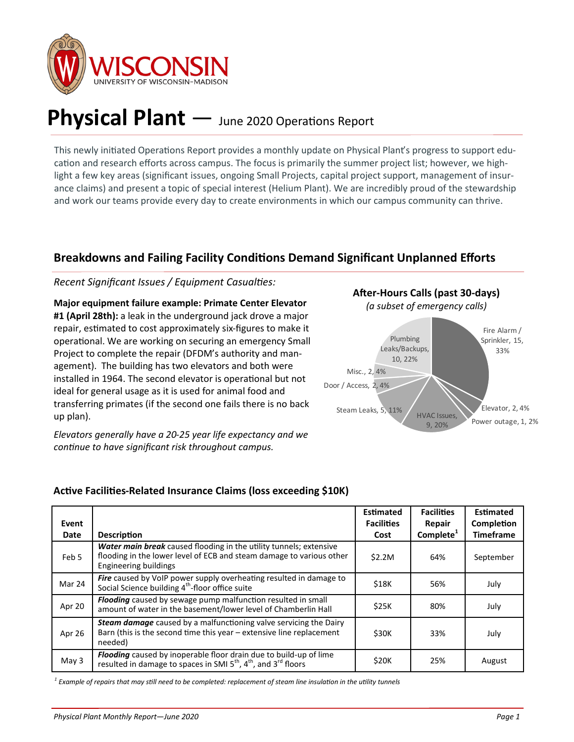# Physical Plant — June 2020 Operations Report

This newly initiated Operations Report provides a monthly update on Physical Plant's progress to support education and research efforts across campus. The focus is primarily the summer project list; however, we highlight a few key areas (significant issues, ongoing Small Projects, capital project support, management of insurance claims) and present a topic of special interest (Helium Plant). We are incredibly proud of the stewardship and work our teams provide every day to create environments in which our campus community can thrive.

## Breakdowns and Failing Facility Conditions Demand Significant Unplanned Efforts

*Recent Significant Issues / Equipment Casualties:*

**Major equipment failure example: Primate Center Elevator #1 (April 28th):** a leak in the underground jack drove a major repair, estimated to cost approximately six-figures to make it operational. We are working on securing an emergency Small Project to complete the repair (DFDM's authority and management). The building has two elevators and both were installed in 1964. The second elevator is operational but not ideal for general usage as it is used for animal food and transferring primates (if the second one fails there is no back up plan).

*Elevators generally have a 20-25 year life expectancy and we continue to have significant risk throughout campus.*

**After-Hours Calls (past 30-days)**
*(a subset of emergency calls)*

| Category | Calls | Percent |
|---|---|---|
| Fire Alarm / Sprinkler | 15 | 33% |
| Elevator | 2 | 4% |
| Power outage | 1 | 2% |
| HVAC Issues | 9 | 20% |
| Steam Leaks | 5 | 11% |
| Door / Access | 2 | 4% |
| Misc. | 2 | 4% |
| Plumbing Leaks/Backups | 10 | 22% |

### Active Facilities-Related Insurance Claims (loss exceeding $10K)

| Event Date | Description | Estimated Facilities Cost | Facilities Repair Complete[1] | Estimated Completion Timeframe |
|---|---|---|---|---|
| Feb 5 | ***Water main break*** caused flooding in the utility tunnels; extensive flooding in the lower level of ECB and steam damage to various other Engineering buildings | $2.2M | 64% | September |
| Mar 24 | ***Fire*** caused by VoIP power supply overheating resulted in damage to Social Science building 4th-floor office suite | $18K | 56% | July |
| Apr 20 | ***Flooding*** caused by sewage pump malfunction resulted in small amount of water in the basement/lower level of Chamberlin Hall | $25K | 80% | July |
| Apr 26 | ***Steam damage*** caused by a malfunctioning valve servicing the Dairy Barn (this is the second time this year – extensive line replacement needed) | $30K | 33% | July |
| May 3 | ***Flooding*** caused by inoperable floor drain due to build-up of lime resulted in damage to spaces in SMI 5th, 4th, and 3rd floors | $20K | 25% | August |

*[1] Example of repairs that may still need to be completed: replacement of steam line insulation in the utility tunnels*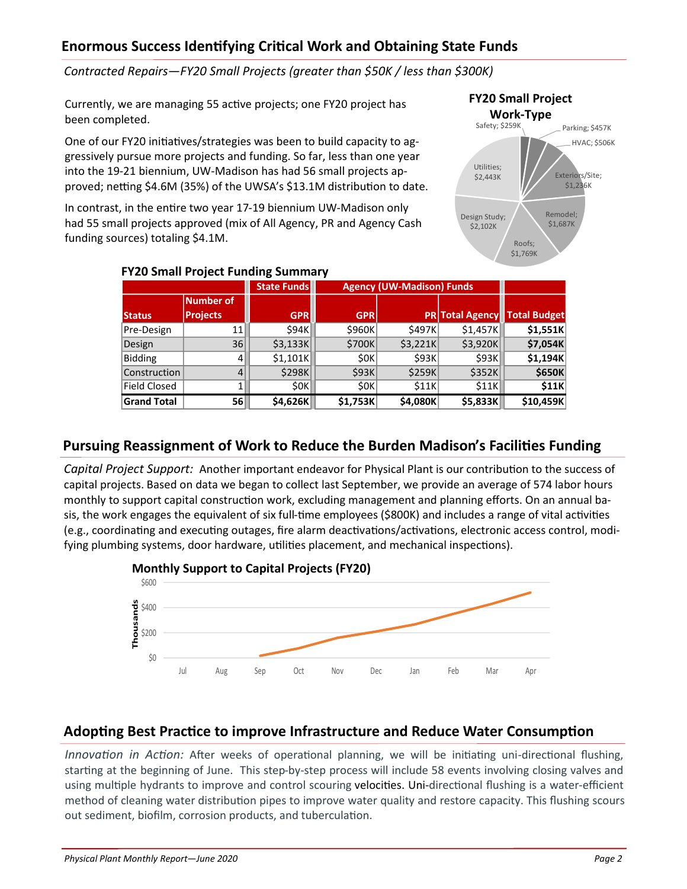## Enormous Success Identifying Critical Work and Obtaining State Funds

*Contracted Repairs—FY20 Small Projects (greater than $50K / less than $300K)*

Currently, we are managing 55 active projects; one FY20 project has been completed.

One of our FY20 initiatives/strategies was been to build capacity to aggressively pursue more projects and funding. So far, less than one year into the 19-21 biennium, UW-Madison has had 56 small projects approved; netting $4.6M (35%) of the UWSA's $13.1M distribution to date.

In contrast, in the entire two year 17-19 biennium UW-Madison only had 55 small projects approved (mix of All Agency, PR and Agency Cash funding sources) totaling $4.1M.

**FY20 Small Project Work-Type**

Safety; $259K
Parking; $457K
HVAC; $506K
Exteriors/Site; $1,236K
Remodel; $1,687K
Roofs; $1,769K
Design Study; $2,102K
Utilities; $2,443K

**FY20 Small Project Funding Summary**

| | | State Funds | Agency (UW-Madison) Funds | | | |
|---|---|---|---|---|---|---|
| **Status** | **Number of Projects** | **GPR** | **GPR** | **PR** | **Total Agency** | **Total Budget** |
| Pre-Design | 11 | $94K | $960K | $497K | $1,457K | **$1,551K** |
| Design | 36 | $3,133K | $700K | $3,221K | $3,920K | **$7,054K** |
| Bidding | 4 | $1,101K | $0K | $93K | $93K | **$1,194K** |
| Construction | 4 | $298K | $93K | $259K | $352K | **$650K** |
| Field Closed | 1 | $0K | $0K | $11K | $11K | **$11K** |
| **Grand Total** | **56** | **$4,626K** | **$1,753K** | **$4,080K** | **$5,833K** | **$10,459K** |

## Pursuing Reassignment of Work to Reduce the Burden Madison's Facilities Funding

*Capital Project Support:* Another important endeavor for Physical Plant is our contribution to the success of capital projects. Based on data we began to collect last September, we provide an average of 574 labor hours monthly to support capital construction work, excluding management and planning efforts. On an annual basis, the work engages the equivalent of six full-time employees ($800K) and includes a range of vital activities (e.g., coordinating and executing outages, fire alarm deactivations/activations, electronic access control, modifying plumbing systems, door hardware, utilities placement, and mechanical inspections).

**Monthly Support to Capital Projects (FY20)**

## Adopting Best Practice to improve Infrastructure and Reduce Water Consumption

*Innovation in Action:* After weeks of operational planning, we will be initiating uni-directional flushing, starting at the beginning of June. This step-by-step process will include 58 events involving closing valves and using multiple hydrants to improve and control scouring velocities. Uni-directional flushing is a water-efficient method of cleaning water distribution pipes to improve water quality and restore capacity. This flushing scours out sediment, biofilm, corrosion products, and tuberculation.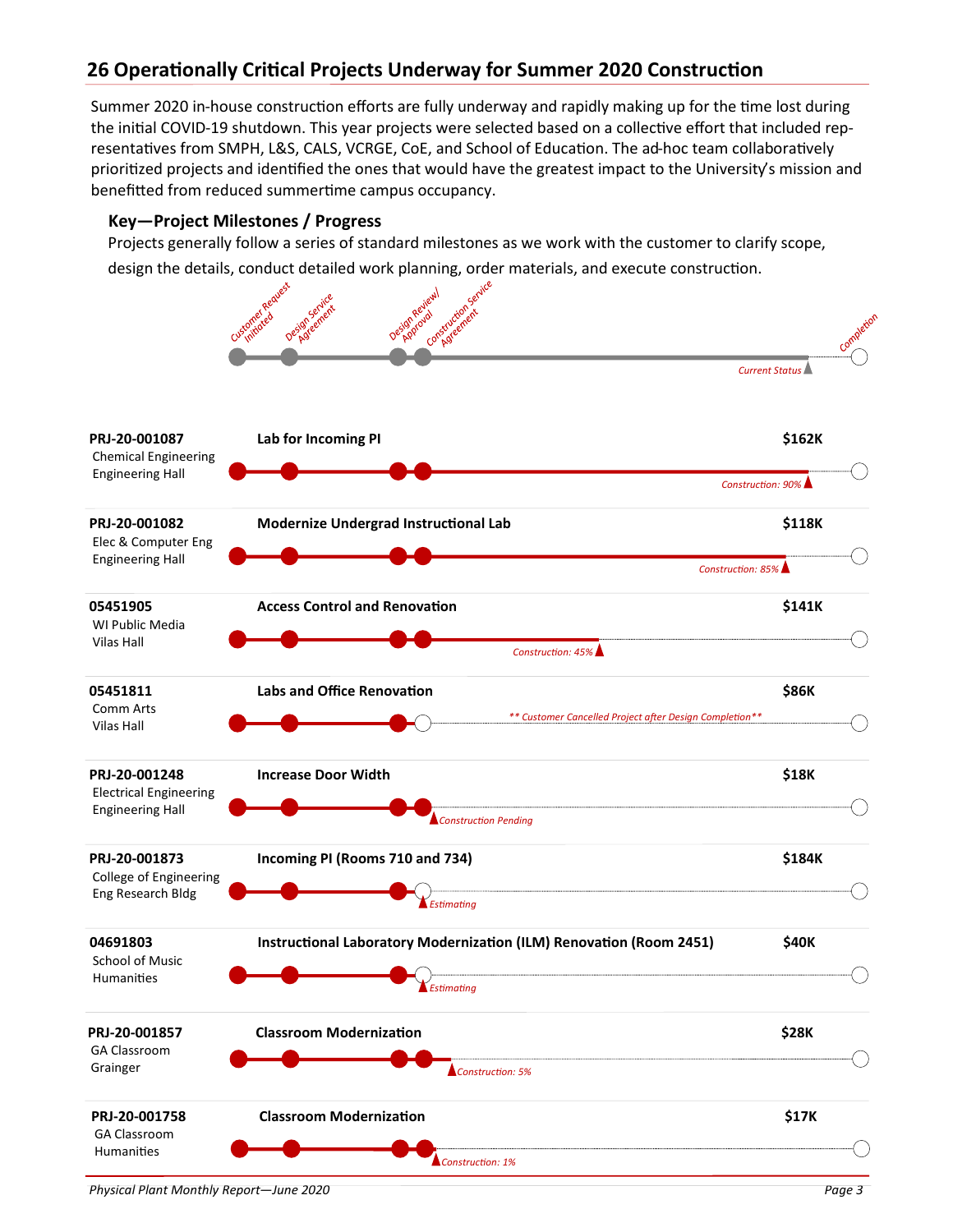## 26 Operationally Critical Projects Underway for Summer 2020 Construction

Summer 2020 in-house construction efforts are fully underway and rapidly making up for the time lost during the initial COVID-19 shutdown. This year projects were selected based on a collective effort that included representatives from SMPH, L&S, CALS, VCRGE, CoE, and School of Education. The ad-hoc team collaboratively prioritized projects and identified the ones that would have the greatest impact to the University's mission and benefitted from reduced summertime campus occupancy.

### Key—Project Milestones / Progress

Projects generally follow a series of standard milestones as we work with the customer to clarify scope, design the details, conduct detailed work planning, order materials, and execute construction.

Milestones: Customer Request Initiated → Design Service Agreement → Design Review/Approval → Construction Service Agreement → Current Status → Completion

| Project | Department / Building | Title | Cost | Status |
|---|---|---|---|---|
| PRJ-20-001087 | Chemical Engineering, Engineering Hall | Lab for Incoming PI | $162K | Construction: 90% |
| PRJ-20-001082 | Elec & Computer Eng, Engineering Hall | Modernize Undergrad Instructional Lab | $118K | Construction: 85% |
| 05451905 | WI Public Media, Vilas Hall | Access Control and Renovation | $141K | Construction: 45% |
| 05451811 | Comm Arts, Vilas Hall | Labs and Office Renovation | $86K | ** Customer Cancelled Project after Design Completion** |
| PRJ-20-001248 | Electrical Engineering, Engineering Hall | Increase Door Width | $18K | Construction Pending |
| PRJ-20-001873 | College of Engineering, Eng Research Bldg | Incoming PI (Rooms 710 and 734) | $184K | Estimating |
| 04691803 | School of Music, Humanities | Instructional Laboratory Modernization (ILM) Renovation (Room 2451) | $40K | Estimating |
| PRJ-20-001857 | GA Classroom, Grainger | Classroom Modernization | $28K | Construction: 5% |
| PRJ-20-001758 | GA Classroom, Humanities | Classroom Modernization | $17K | Construction: 1% |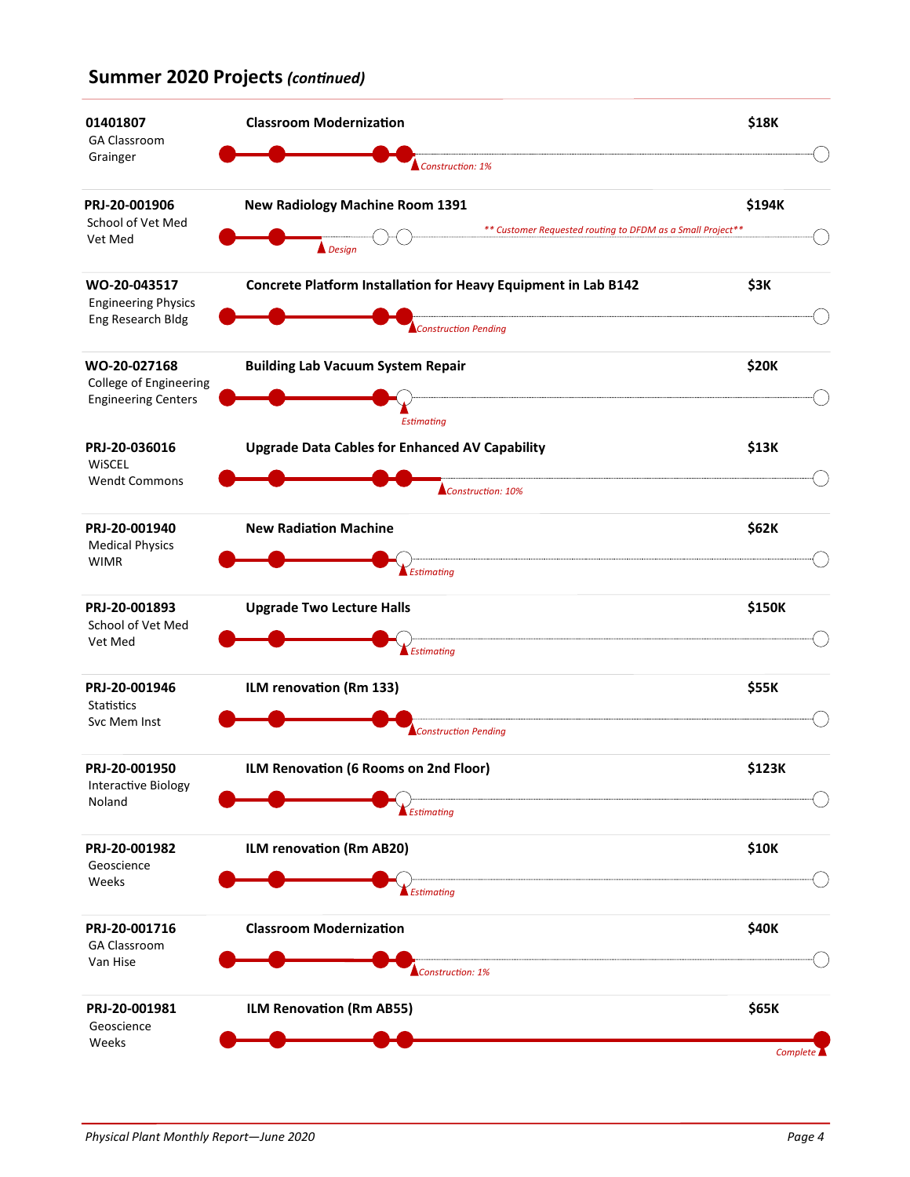## Summer 2020 Projects *(continued)*

| Project # / Department / Building | Project | Status | Budget |
|---|---|---|---|
| 01401807<br>GA Classroom<br>Grainger | Classroom Modernization | *Construction: 1%* | $18K |
| PRJ-20-001906<br>School of Vet Med<br>Vet Med | New Radiology Machine Room 1391 | *Design*<br>*** Customer Requested routing to DFDM as a Small Project*** | $194K |
| WO-20-043517<br>Engineering Physics<br>Eng Research Bldg | Concrete Platform Installation for Heavy Equipment in Lab B142 | *Construction Pending* | $3K |
| WO-20-027168<br>College of Engineering<br>Engineering Centers | Building Lab Vacuum System Repair | *Estimating* | $20K |
| PRJ-20-036016<br>WiSCEL<br>Wendt Commons | Upgrade Data Cables for Enhanced AV Capability | *Construction: 10%* | $13K |
| PRJ-20-001940<br>Medical Physics<br>WIMR | New Radiation Machine | *Estimating* | $62K |
| PRJ-20-001893<br>School of Vet Med<br>Vet Med | Upgrade Two Lecture Halls | *Estimating* | $150K |
| PRJ-20-001946<br>Statistics<br>Svc Mem Inst | ILM renovation (Rm 133) | *Construction Pending* | $55K |
| PRJ-20-001950<br>Interactive Biology<br>Noland | ILM Renovation (6 Rooms on 2nd Floor) | *Estimating* | $123K |
| PRJ-20-001982<br>Geoscience<br>Weeks | ILM renovation (Rm AB20) | *Estimating* | $10K |
| PRJ-20-001716<br>GA Classroom<br>Van Hise | Classroom Modernization | *Construction: 1%* | $40K |
| PRJ-20-001981<br>Geoscience<br>Weeks | ILM Renovation (Rm AB55) | *Complete* | $65K |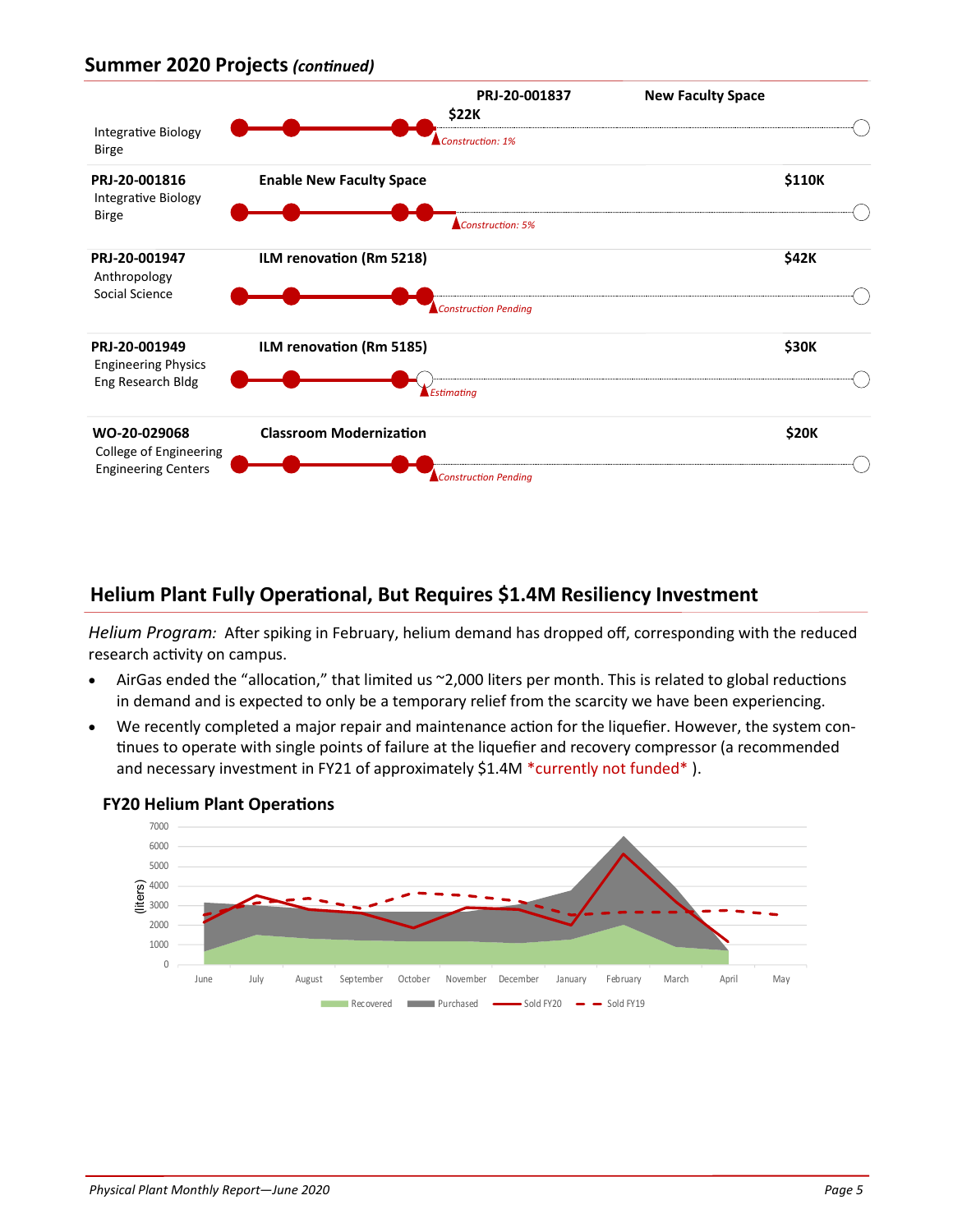## Summer 2020 Projects *(continued)*

**PRJ-20-001837** **New Faculty Space**

Integrative Biology
Birge

**$22K**

*Construction: 1%*

**PRJ-20-001816** **Enable New Faculty Space** **$110K**

Integrative Biology
Birge

*Construction: 5%*

**PRJ-20-001947** **ILM renovation (Rm 5218)** **$42K**

Anthropology
Social Science

*Construction Pending*

**PRJ-20-001949** **ILM renovation (Rm 5185)** **$30K**

Engineering Physics
Eng Research Bldg

*Estimating*

**WO-20-029068** **Classroom Modernization** **$20K**

College of Engineering
Engineering Centers

*Construction Pending*

## Helium Plant Fully Operational, But Requires $1.4M Resiliency Investment

*Helium Program:* After spiking in February, helium demand has dropped off, corresponding with the reduced research activity on campus.

- AirGas ended the “allocation,” that limited us ~2,000 liters per month. This is related to global reductions in demand and is expected to only be a temporary relief from the scarcity we have been experiencing.
- We recently completed a major repair and maintenance action for the liquefier. However, the system continues to operate with single points of failure at the liquefier and recovery compressor (a recommended and necessary investment in FY21 of approximately $1.4M *currently not funded* ).

### FY20 Helium Plant Operations

(liters)
7000
6000
5000
4000
3000
2000
1000
0

June July August September October November December January February March April May

Recovered
Purchased
Sold FY20
Sold FY19